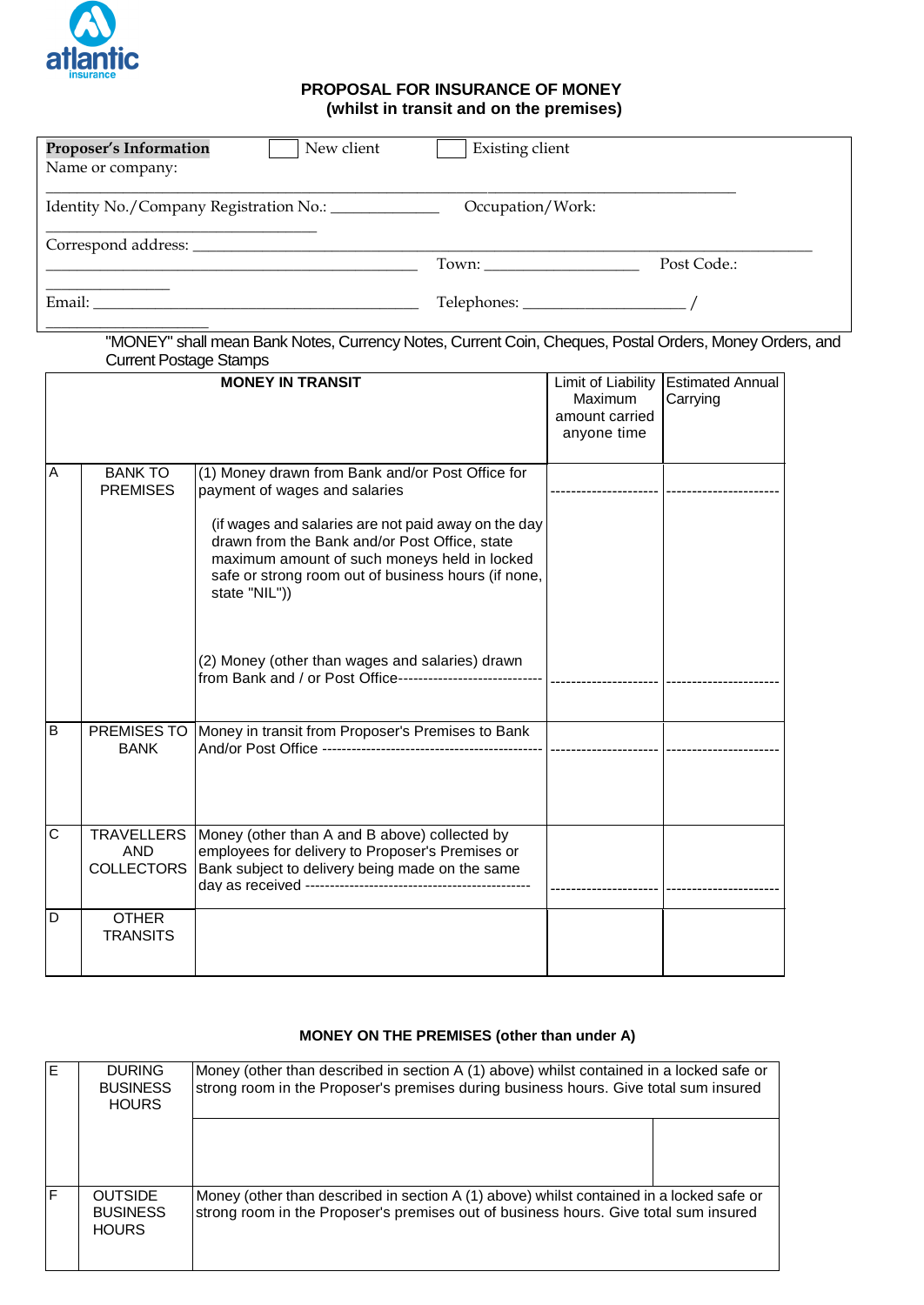atlantic insurance

## PROPOSAL FOR INSURANCE OF MONEY
### (whilst in transit and on the premises)

**Proposer's Information** ☐ New client ☐ Existing client

Name or company: ______________________________________________________________

Identity No./Company Registration No.: _____________ Occupation/Work: ______________________

Correspond address: ______________________________________________________________

____________________________________________ Town: ___________________ Post Code.: _______________

Email: __________________________________________ Telephones: ____________________ / ___________________

"MONEY" shall mean Bank Notes, Currency Notes, Current Coin, Cheques, Postal Orders, Money Orders, and Current Postage Stamps

| | | MONEY IN TRANSIT | Limit of Liability Maximum amount carried anyone time | Estimated Annual Carrying |
|---|---|---|---|---|
| A | BANK TO PREMISES | (1) Money drawn from Bank and/or Post Office for payment of wages and salaries<br><br>(if wages and salaries are not paid away on the day drawn from the Bank and/or Post Office, state maximum amount of such moneys held in locked safe or strong room out of business hours (if none, state "NIL"))<br><br>(2) Money (other than wages and salaries) drawn from Bank and / or Post Office----------------------------- | ---------------------<br><br>--------------------- | ---------------------<br><br>--------------------- |
| B | PREMISES TO BANK | Money in transit from Proposer's Premises to Bank And/or Post Office --------------------------------------------- | --------------------- | --------------------- |
| C | TRAVELLERS AND COLLECTORS | Money (other than A and B above) collected by employees for delivery to Proposer's Premises or Bank subject to delivery being made on the same day as received --------------------------------------------- | --------------------- | --------------------- |
| D | OTHER TRANSITS | | | |

### MONEY ON THE PREMISES (other than under A)

| | | | |
|---|---|---|---|
| E | DURING BUSINESS HOURS | Money (other than described in section A (1) above) whilst contained in a locked safe or strong room in the Proposer's premises during business hours. Give total sum insured | |
| F | OUTSIDE BUSINESS HOURS | Money (other than described in section A (1) above) whilst contained in a locked safe or strong room in the Proposer's premises out of business hours. Give total sum insured | |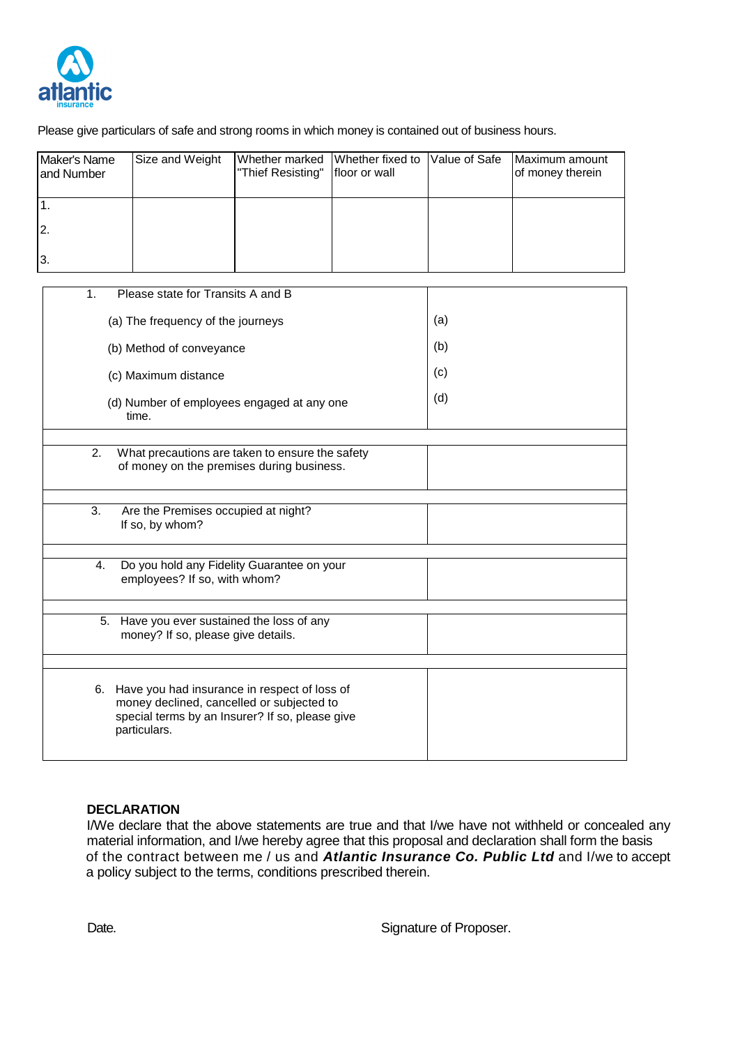atlantic insurance

Please give particulars of safe and strong rooms in which money is contained out of business hours.

| Maker's Name and Number | Size and Weight | Whether marked "Thief Resisting" | Whether fixed to floor or wall | Value of Safe | Maximum amount of money therein |
|---|---|---|---|---|---|
| 1. | | | | | |
| 2. | | | | | |
| 3. | | | | | |

| | |
|---|---|
| 1. Please state for Transits A and B<br>(a) The frequency of the journeys<br>(b) Method of conveyance<br>(c) Maximum distance<br>(d) Number of employees engaged at any one time. | (a)<br>(b)<br>(c)<br>(d) |
| 2. What precautions are taken to ensure the safety of money on the premises during business. | |
| 3. Are the Premises occupied at night? If so, by whom? | |
| 4. Do you hold any Fidelity Guarantee on your employees? If so, with whom? | |
| 5. Have you ever sustained the loss of any money? If so, please give details. | |
| 6. Have you had insurance in respect of loss of money declined, cancelled or subjected to special terms by an Insurer? If so, please give particulars. | |

**DECLARATION**

I/We declare that the above statements are true and that I/we have not withheld or concealed any material information, and I/we hereby agree that this proposal and declaration shall form the basis of the contract between me / us and ***Atlantic Insurance Co. Public Ltd*** and I/we to accept a policy subject to the terms, conditions prescribed therein.

Date. Signature of Proposer.